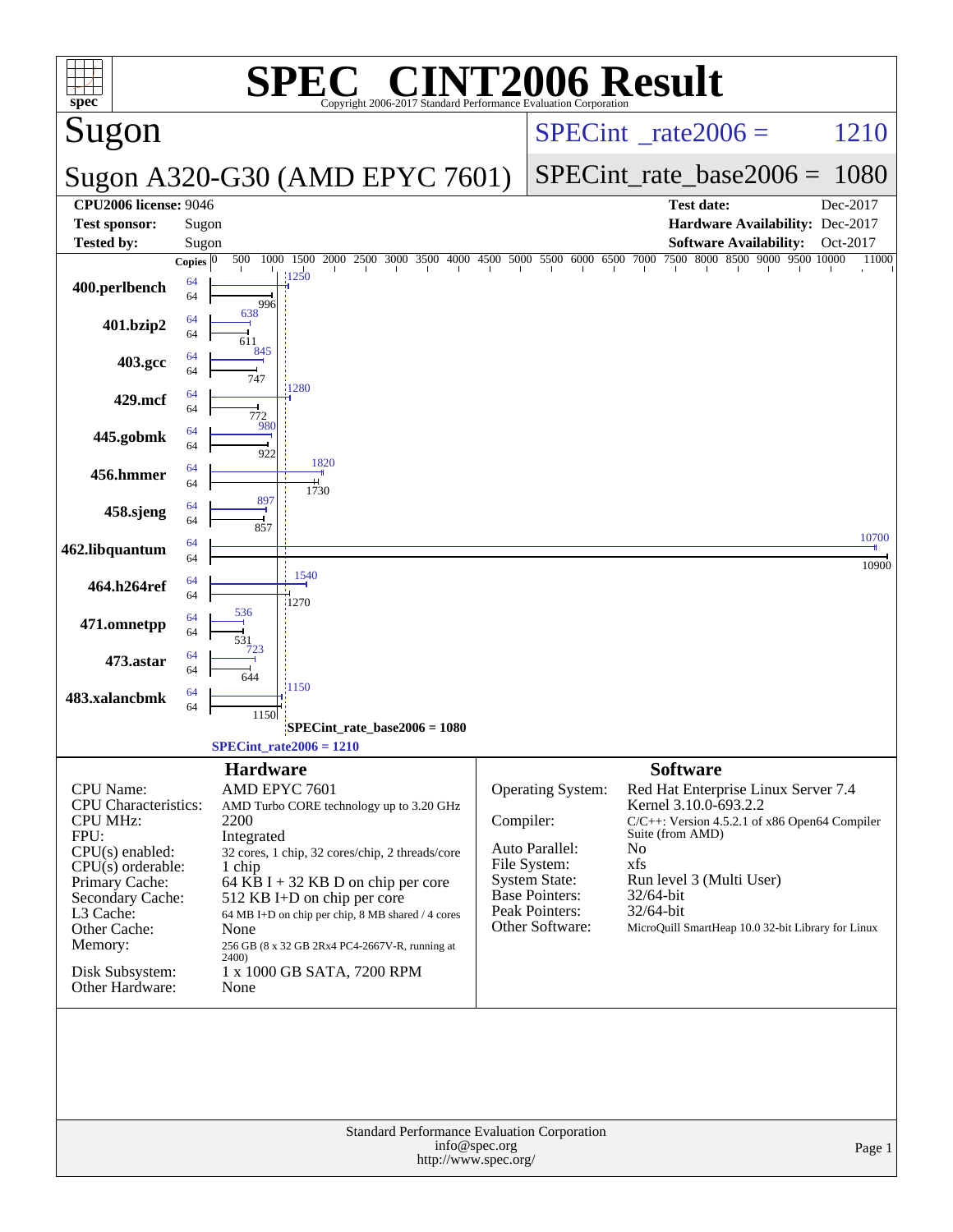# SPEC® CINT2006 Result

Copyright 2006-2017 Standard Performance Evaluation Corporation

## Sugon

**Sugon A320-G30 (AMD EPYC 7601)**

SPECint_rate2006 = 1210

SPECint_rate_base2006 = 1080

| | | | |
|---|---|---|---|
| **CPU2006 license:** 9046 | | **Test date:** | Dec-2017 |
| **Test sponsor:** | Sugon | **Hardware Availability:** | Dec-2017 |
| **Tested by:** | Sugon | **Software Availability:** | Oct-2017 |

| Benchmark | Copies (peak) | Peak | Copies (base) | Base |
|---|---|---|---|---|
| 400.perlbench | 64 | 1250 | 64 | 996 |
| 401.bzip2 | 64 | 638 | 64 | 611 |
| 403.gcc | 64 | 845 | 64 | 747 |
| 429.mcf | 64 | 1280 | 64 | 772 |
| 445.gobmk | 64 | 980 | 64 | 922 |
| 456.hmmer | 64 | 1820 | 64 | 1730 |
| 458.sjeng | 64 | 897 | 64 | 857 |
| 462.libquantum | 64 | 10700 | 64 | 10900 |
| 464.h264ref | 64 | 1540 | 64 | 1270 |
| 471.omnetpp | 64 | 536 | 64 | 531 |
| 473.astar | 64 | 723 | 64 | 644 |
| 483.xalancbmk | 64 | 1150 | 64 | 1150 |

SPECint_rate_base2006 = 1080

SPECint_rate2006 = 1210

## Hardware

| | |
|---|---|
| CPU Name: | AMD EPYC 7601 |
| CPU Characteristics: | AMD Turbo CORE technology up to 3.20 GHz |
| CPU MHz: | 2200 |
| FPU: | Integrated |
| CPU(s) enabled: | 32 cores, 1 chip, 32 cores/chip, 2 threads/core |
| CPU(s) orderable: | 1 chip |
| Primary Cache: | 64 KB I + 32 KB D on chip per core |
| Secondary Cache: | 512 KB I+D on chip per core |
| L3 Cache: | 64 MB I+D on chip per chip, 8 MB shared / 4 cores |
| Other Cache: | None |
| Memory: | 256 GB (8 x 32 GB 2Rx4 PC4-2667V-R, running at 2400) |
| Disk Subsystem: | 1 x 1000 GB SATA, 7200 RPM |
| Other Hardware: | None |

## Software

| | |
|---|---|
| Operating System: | Red Hat Enterprise Linux Server 7.4 Kernel 3.10.0-693.2.2 |
| Compiler: | C/C++: Version 4.5.2.1 of x86 Open64 Compiler Suite (from AMD) |
| Auto Parallel: | No |
| File System: | xfs |
| System State: | Run level 3 (Multi User) |
| Base Pointers: | 32/64-bit |
| Peak Pointers: | 32/64-bit |
| Other Software: | MicroQuill SmartHeap 10.0 32-bit Library for Linux |

Standard Performance Evaluation Corporation
info@spec.org
http://www.spec.org/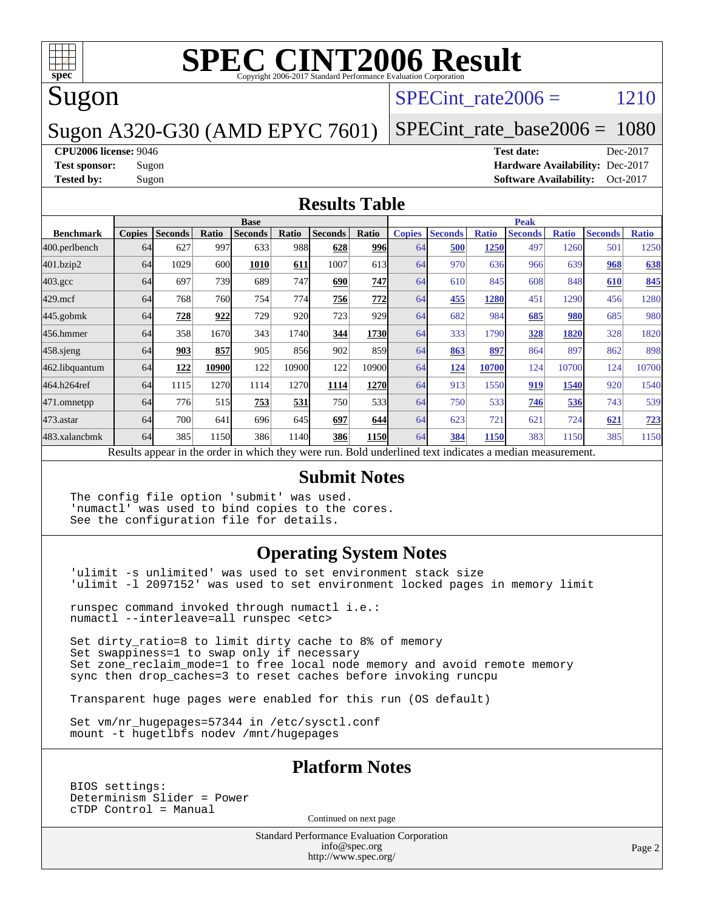# SPEC CINT2006 Result

Copyright 2006-2017 Standard Performance Evaluation Corporation

## Sugon

**Sugon A320-G30 (AMD EPYC 7601)**

SPECint_rate2006 = 1210

SPECint_rate_base2006 = 1080

**CPU2006 license:** 9046
**Test sponsor:** Sugon
**Tested by:** Sugon

**Test date:** Dec-2017
**Hardware Availability:** Dec-2017
**Software Availability:** Oct-2017

## Results Table

| Benchmark | Base | | | | | | | Peak | | | | | | |
|---|---|---|---|---|---|---|---|---|---|---|---|---|---|---|
| | Copies | Seconds | Ratio | Seconds | Ratio | Seconds | Ratio | Copies | Seconds | Ratio | Seconds | Ratio | Seconds | Ratio |
| 400.perlbench | 64 | 627 | 997 | 633 | 988 | **628** | **996** | 64 | **500** | **1250** | 497 | 1260 | 501 | 1250 |
| 401.bzip2 | 64 | 1029 | 600 | **1010** | **611** | 1007 | 613 | 64 | 970 | 636 | 966 | 639 | **968** | **638** |
| 403.gcc | 64 | 697 | 739 | 689 | 747 | **690** | **747** | 64 | 610 | 845 | 608 | 848 | **610** | **845** |
| 429.mcf | 64 | 768 | 760 | 754 | 774 | **756** | **772** | 64 | **455** | **1280** | 451 | 1290 | 456 | 1280 |
| 445.gobmk | 64 | **728** | **922** | 729 | 920 | 723 | 929 | 64 | 682 | 984 | **685** | **980** | 685 | 980 |
| 456.hmmer | 64 | 358 | 1670 | 343 | 1740 | **344** | **1730** | 64 | 333 | 1790 | **328** | **1820** | 328 | 1820 |
| 458.sjeng | 64 | **903** | **857** | 905 | 856 | 902 | 859 | 64 | **863** | **897** | 864 | 897 | 862 | 898 |
| 462.libquantum | 64 | **122** | **10900** | 122 | 10900 | 122 | 10900 | 64 | **124** | **10700** | 124 | 10700 | 124 | 10700 |
| 464.h264ref | 64 | 1115 | 1270 | 1114 | 1270 | **1114** | **1270** | 64 | 913 | 1550 | **919** | **1540** | 920 | 1540 |
| 471.omnetpp | 64 | 776 | 515 | **753** | **531** | 750 | 533 | 64 | 750 | 533 | **746** | **536** | 743 | 539 |
| 473.astar | 64 | 700 | 641 | 696 | 645 | **697** | **644** | 64 | 623 | 721 | 621 | 724 | **621** | **723** |
| 483.xalancbmk | 64 | 385 | 1150 | 386 | 1140 | **386** | **1150** | 64 | **384** | **1150** | 383 | 1150 | 385 | 1150 |

Results appear in the order in which they were run. Bold underlined text indicates a median measurement.

## Submit Notes

```
The config file option 'submit' was used.
'numactl' was used to bind copies to the cores.
See the configuration file for details.
```

## Operating System Notes

```
'ulimit -s unlimited' was used to set environment stack size
'ulimit -l 2097152' was used to set environment locked pages in memory limit

runspec command invoked through numactl i.e.:
numactl --interleave=all runspec <etc>

Set dirty_ratio=8 to limit dirty cache to 8% of memory
Set swappiness=1 to swap only if necessary
Set zone_reclaim_mode=1 to free local node memory and avoid remote memory
sync then drop_caches=3 to reset caches before invoking runcpu

Transparent huge pages were enabled for this run (OS default)

Set vm/nr_hugepages=57344 in /etc/sysctl.conf
mount -t hugetlbfs nodev /mnt/hugepages
```

## Platform Notes

```
BIOS settings:
Determinism Slider = Power
cTDP Control = Manual
```

Continued on next page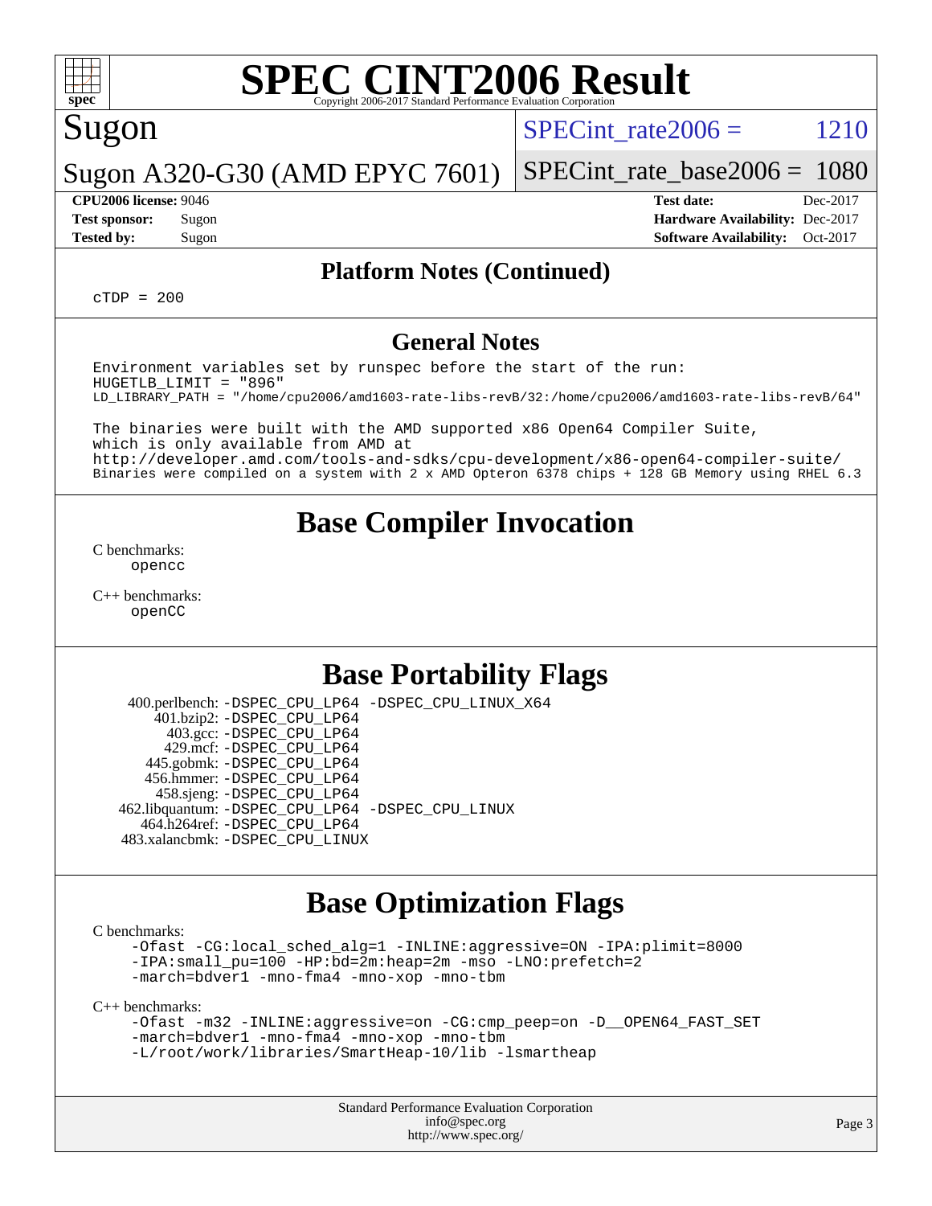## Platform Notes (Continued)

```
cTDP = 200
```

## General Notes

```
Environment variables set by runspec before the start of the run:
HUGETLB_LIMIT = "896"
LD_LIBRARY_PATH = "/home/cpu2006/amd1603-rate-libs-revB/32:/home/cpu2006/amd1603-rate-libs-revB/64"

The binaries were built with the AMD supported x86 Open64 Compiler Suite,
which is only available from AMD at
http://developer.amd.com/tools-and-sdks/cpu-development/x86-open64-compiler-suite/
Binaries were compiled on a system with 2 x AMD Opteron 6378 chips + 128 GB Memory using RHEL 6.3
```

## Base Compiler Invocation

C benchmarks:
```
opencc
```

C++ benchmarks:
```
openCC
```

## Base Portability Flags

| Benchmark | Flags |
|---|---|
| 400.perlbench: | -DSPEC_CPU_LP64 -DSPEC_CPU_LINUX_X64 |
| 401.bzip2: | -DSPEC_CPU_LP64 |
| 403.gcc: | -DSPEC_CPU_LP64 |
| 429.mcf: | -DSPEC_CPU_LP64 |
| 445.gobmk: | -DSPEC_CPU_LP64 |
| 456.hmmer: | -DSPEC_CPU_LP64 |
| 458.sjeng: | -DSPEC_CPU_LP64 |
| 462.libquantum: | -DSPEC_CPU_LP64 -DSPEC_CPU_LINUX |
| 464.h264ref: | -DSPEC_CPU_LP64 |
| 483.xalancbmk: | -DSPEC_CPU_LINUX |

## Base Optimization Flags

C benchmarks:
```
-Ofast -CG:local_sched_alg=1 -INLINE:aggressive=ON -IPA:plimit=8000
-IPA:small_pu=100 -HP:bd=2m:heap=2m -mso -LNO:prefetch=2
-march=bdver1 -mno-fma4 -mno-xop -mno-tbm
```

C++ benchmarks:
```
-Ofast -m32 -INLINE:aggressive=on -CG:cmp_peep=on -D__OPEN64_FAST_SET
-march=bdver1 -mno-fma4 -mno-xop -mno-tbm
-L/root/work/libraries/SmartHeap-10/lib -lsmartheap
```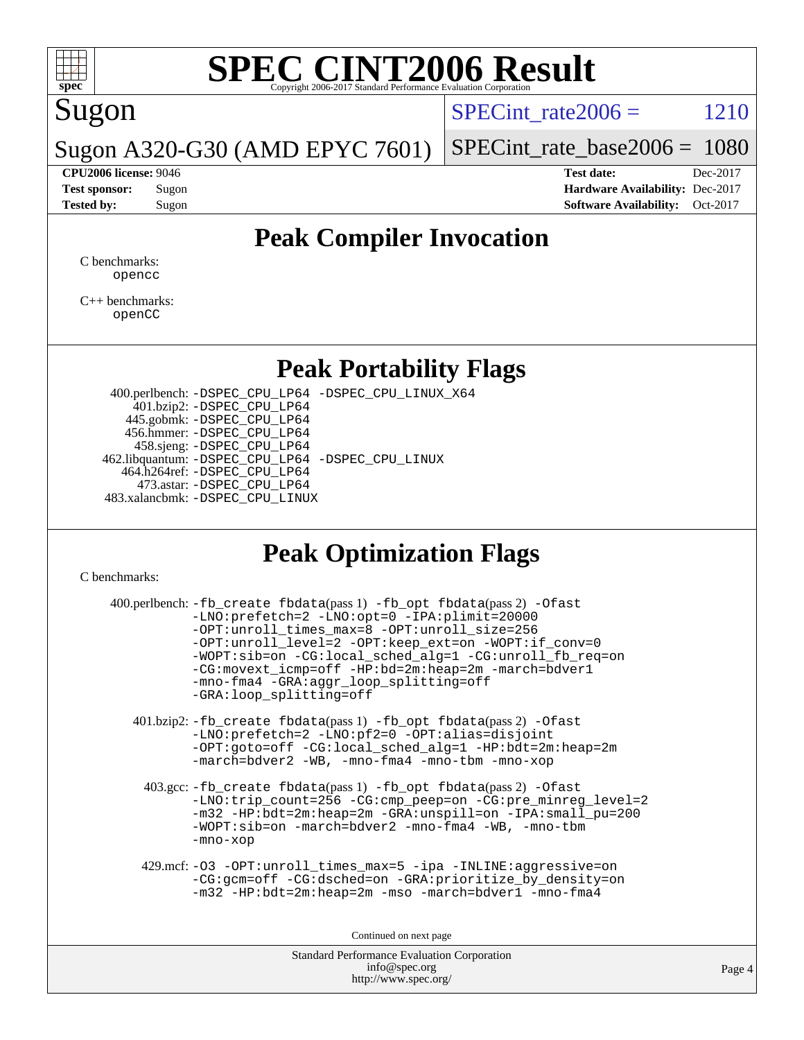# SPEC CINT2006 Result

Copyright 2006-2017 Standard Performance Evaluation Corporation

**Sugon**

**Sugon A320-G30 (AMD EPYC 7601)**

SPECint_rate2006 = 1210

SPECint_rate_base2006 = 1080

**CPU2006 license:** 9046
**Test sponsor:** Sugon
**Tested by:** Sugon

**Test date:** Dec-2017
**Hardware Availability:** Dec-2017
**Software Availability:** Oct-2017

## Peak Compiler Invocation

C benchmarks:
opencc

C++ benchmarks:
openCC

## Peak Portability Flags

400.perlbench: -DSPEC_CPU_LP64 -DSPEC_CPU_LINUX_X64
401.bzip2: -DSPEC_CPU_LP64
445.gobmk: -DSPEC_CPU_LP64
456.hmmer: -DSPEC_CPU_LP64
458.sjeng: -DSPEC_CPU_LP64
462.libquantum: -DSPEC_CPU_LP64 -DSPEC_CPU_LINUX
464.h264ref: -DSPEC_CPU_LP64
473.astar: -DSPEC_CPU_LP64
483.xalancbmk: -DSPEC_CPU_LINUX

## Peak Optimization Flags

C benchmarks:

400.perlbench: -fb_create fbdata(pass 1) -fb_opt fbdata(pass 2) -Ofast -LNO:prefetch=2 -LNO:opt=0 -IPA:plimit=20000 -OPT:unroll_times_max=8 -OPT:unroll_size=256 -OPT:unroll_level=2 -OPT:keep_ext=on -WOPT:if_conv=0 -WOPT:sib=on -CG:local_sched_alg=1 -CG:unroll_fb_req=on -CG:movext_icmp=off -HP:bd=2m:heap=2m -march=bdver1 -mno-fma4 -GRA:aggr_loop_splitting=off -GRA:loop_splitting=off

401.bzip2: -fb_create fbdata(pass 1) -fb_opt fbdata(pass 2) -Ofast -LNO:prefetch=2 -LNO:pf2=0 -OPT:alias=disjoint -OPT:goto=off -CG:local_sched_alg=1 -HP:bdt=2m:heap=2m -march=bdver2 -WB, -mno-fma4 -mno-tbm -mno-xop

403.gcc: -fb_create fbdata(pass 1) -fb_opt fbdata(pass 2) -Ofast -LNO:trip_count=256 -CG:cmp_peep=on -CG:pre_minreg_level=2 -m32 -HP:bdt=2m:heap=2m -GRA:unspill=on -IPA:small_pu=200 -WOPT:sib=on -march=bdver2 -mno-fma4 -WB, -mno-tbm -mno-xop

429.mcf: -O3 -OPT:unroll_times_max=5 -ipa -INLINE:aggressive=on -CG:gcm=off -CG:dsched=on -GRA:prioritize_by_density=on -m32 -HP:bdt=2m:heap=2m -mso -march=bdver1 -mno-fma4

Continued on next page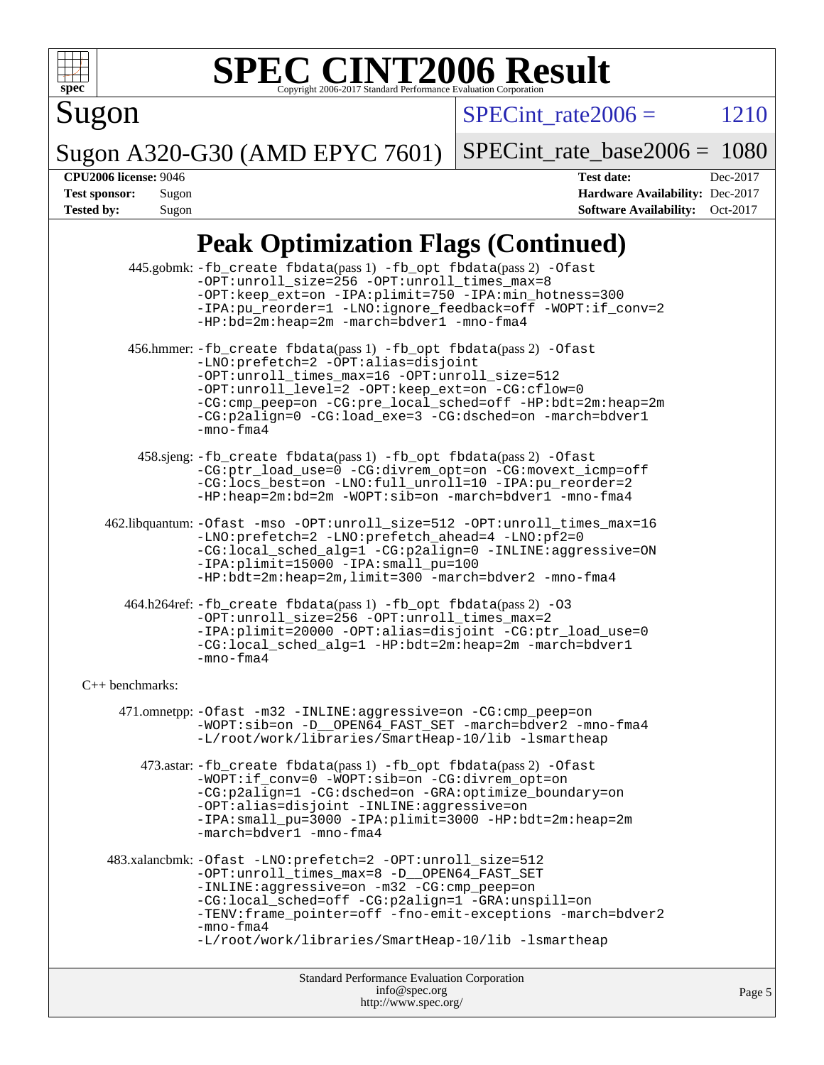# SPEC CINT2006 Result

Copyright 2006-2017 Standard Performance Evaluation Corporation

Sugon

Sugon A320-G30 (AMD EPYC 7601)

SPECint_rate2006 = 1210

SPECint_rate_base2006 = 1080

**CPU2006 license:** 9046
**Test sponsor:** Sugon
**Tested by:** Sugon

**Test date:** Dec-2017
**Hardware Availability:** Dec-2017
**Software Availability:** Oct-2017

## Peak Optimization Flags (Continued)

445.gobmk: -fb_create fbdata(pass 1) -fb_opt fbdata(pass 2) -Ofast -OPT:unroll_size=256 -OPT:unroll_times_max=8 -OPT:keep_ext=on -IPA:plimit=750 -IPA:min_hotness=300 -IPA:pu_reorder=1 -LNO:ignore_feedback=off -WOPT:if_conv=2 -HP:bd=2m:heap=2m -march=bdver1 -mno-fma4

456.hmmer: -fb_create fbdata(pass 1) -fb_opt fbdata(pass 2) -Ofast -LNO:prefetch=2 -OPT:alias=disjoint -OPT:unroll_times_max=16 -OPT:unroll_size=512 -OPT:unroll_level=2 -OPT:keep_ext=on -CG:cflow=0 -CG:cmp_peep=on -CG:pre_local_sched=off -HP:bdt=2m:heap=2m -CG:p2align=0 -CG:load_exe=3 -CG:dsched=on -march=bdver1 -mno-fma4

458.sjeng: -fb_create fbdata(pass 1) -fb_opt fbdata(pass 2) -Ofast -CG:ptr_load_use=0 -CG:divrem_opt=on -CG:movext_icmp=off -CG:locs_best=on -LNO:full_unroll=10 -IPA:pu_reorder=2 -HP:heap=2m:bd=2m -WOPT:sib=on -march=bdver1 -mno-fma4

462.libquantum: -Ofast -mso -OPT:unroll_size=512 -OPT:unroll_times_max=16 -LNO:prefetch=2 -LNO:prefetch_ahead=4 -LNO:pf2=0 -CG:local_sched_alg=1 -CG:p2align=0 -INLINE:aggressive=ON -IPA:plimit=15000 -IPA:small_pu=100 -HP:bdt=2m:heap=2m,limit=300 -march=bdver2 -mno-fma4

464.h264ref: -fb_create fbdata(pass 1) -fb_opt fbdata(pass 2) -O3 -OPT:unroll_size=256 -OPT:unroll_times_max=2 -IPA:plimit=20000 -OPT:alias=disjoint -CG:ptr_load_use=0 -CG:local_sched_alg=1 -HP:bdt=2m:heap=2m -march=bdver1 -mno-fma4

C++ benchmarks:

471.omnetpp: -Ofast -m32 -INLINE:aggressive=on -CG:cmp_peep=on -WOPT:sib=on -D__OPEN64_FAST_SET -march=bdver2 -mno-fma4 -L/root/work/libraries/SmartHeap-10/lib -lsmartheap

473.astar: -fb_create fbdata(pass 1) -fb_opt fbdata(pass 2) -Ofast -WOPT:if_conv=0 -WOPT:sib=on -CG:divrem_opt=on -CG:p2align=1 -CG:dsched=on -GRA:optimize_boundary=on -OPT:alias=disjoint -INLINE:aggressive=on -IPA:small_pu=3000 -IPA:plimit=3000 -HP:bdt=2m:heap=2m -march=bdver1 -mno-fma4

483.xalancbmk: -Ofast -LNO:prefetch=2 -OPT:unroll_size=512 -OPT:unroll_times_max=8 -D__OPEN64_FAST_SET -INLINE:aggressive=on -m32 -CG:cmp_peep=on -CG:local_sched=off -CG:p2align=1 -GRA:unspill=on -TENV:frame_pointer=off -fno-emit-exceptions -march=bdver2 -mno-fma4 -L/root/work/libraries/SmartHeap-10/lib -lsmartheap

Standard Performance Evaluation Corporation
info@spec.org
http://www.spec.org/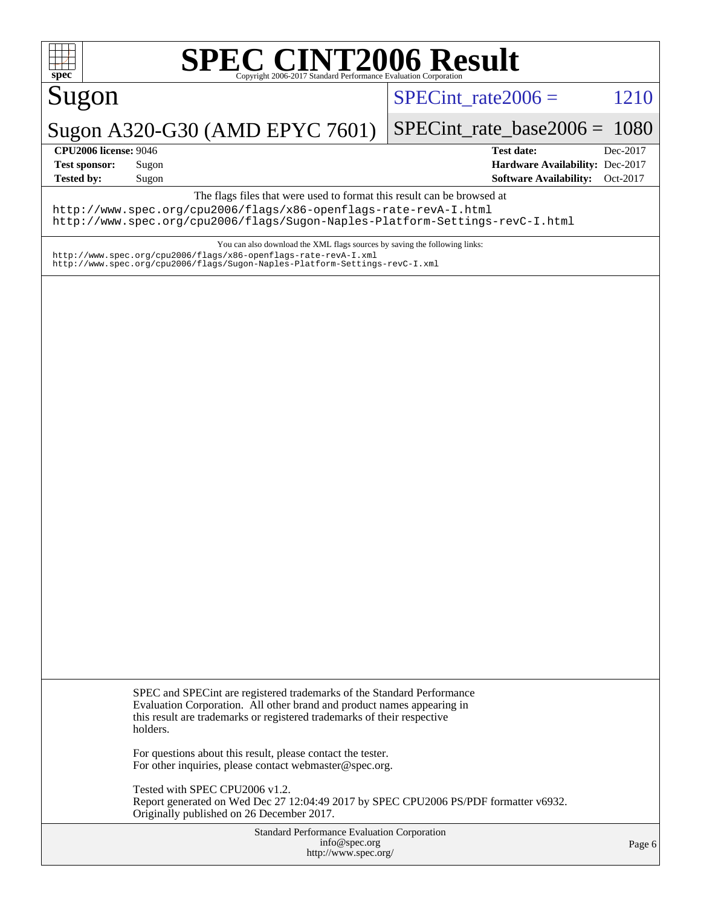# SPEC CINT2006 Result

Copyright 2006-2017 Standard Performance Evaluation Corporation

**Sugon**

**Sugon A320-G30 (AMD EPYC 7601)**

SPECint_rate2006 = 1210

SPECint_rate_base2006 = 1080

**CPU2006 license:** 9046

**Test sponsor:** Sugon

**Tested by:** Sugon

**Test date:** Dec-2017

**Hardware Availability:** Dec-2017

**Software Availability:** Oct-2017

The flags files that were used to format this result can be browsed at

http://www.spec.org/cpu2006/flags/x86-openflags-rate-revA-I.html
http://www.spec.org/cpu2006/flags/Sugon-Naples-Platform-Settings-revC-I.html

You can also download the XML flags sources by saving the following links:

http://www.spec.org/cpu2006/flags/x86-openflags-rate-revA-I.xml
http://www.spec.org/cpu2006/flags/Sugon-Naples-Platform-Settings-revC-I.xml

SPEC and SPECint are registered trademarks of the Standard Performance Evaluation Corporation. All other brand and product names appearing in this result are trademarks or registered trademarks of their respective holders.

For questions about this result, please contact the tester.
For other inquiries, please contact webmaster@spec.org.

Tested with SPEC CPU2006 v1.2.
Report generated on Wed Dec 27 12:04:49 2017 by SPEC CPU2006 PS/PDF formatter v6932.
Originally published on 26 December 2017.

Standard Performance Evaluation Corporation
info@spec.org
http://www.spec.org/